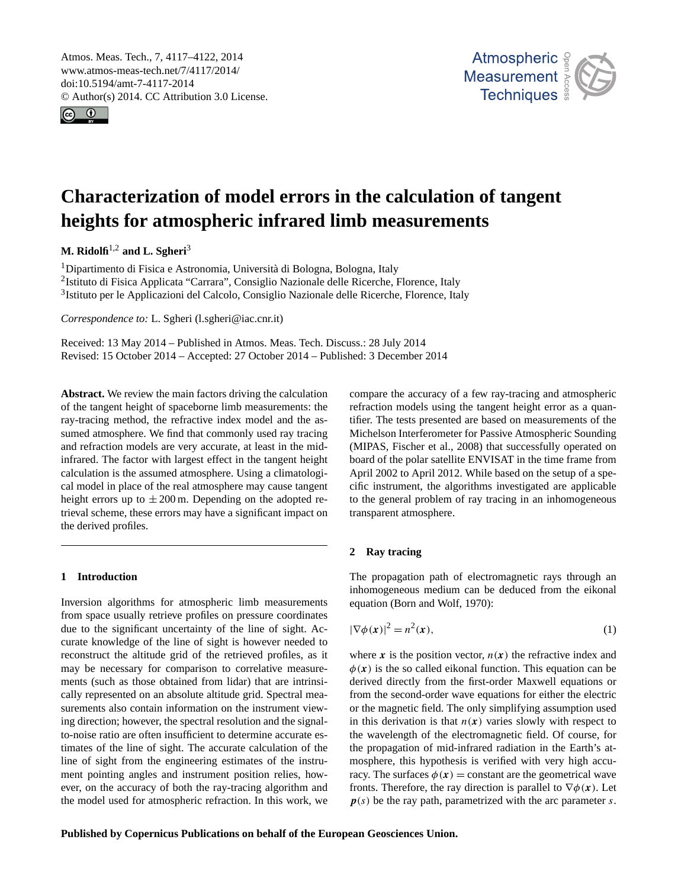# Characterization of model errors in the calculation of tangent heights for atmospheric infrared limb measurements

**M. Ridolfi**[1,2] **and L. Sgheri**[3]

[1]Dipartimento di Fisica e Astronomia, Università di Bologna, Bologna, Italy
[2]Istituto di Fisica Applicata "Carrara", Consiglio Nazionale delle Ricerche, Florence, Italy
[3]Istituto per le Applicazioni del Calcolo, Consiglio Nazionale delle Ricerche, Florence, Italy

*Correspondence to:* L. Sgheri (l.sgheri@iac.cnr.it)

Received: 13 May 2014 – Published in Atmos. Meas. Tech. Discuss.: 28 July 2014
Revised: 15 October 2014 – Accepted: 27 October 2014 – Published: 3 December 2014

**Abstract.** We review the main factors driving the calculation of the tangent height of spaceborne limb measurements: the ray-tracing method, the refractive index model and the assumed atmosphere. We find that commonly used ray tracing and refraction models are very accurate, at least in the mid-infrared. The factor with largest effect in the tangent height calculation is the assumed atmosphere. Using a climatological model in place of the real atmosphere may cause tangent height errors up to $\pm 200$ m. Depending on the adopted retrieval scheme, these errors may have a significant impact on the derived profiles.

## 1 Introduction

Inversion algorithms for atmospheric limb measurements from space usually retrieve profiles on pressure coordinates due to the significant uncertainty of the line of sight. Accurate knowledge of the line of sight is however needed to reconstruct the altitude grid of the retrieved profiles, as it may be necessary for comparison to correlative measurements (such as those obtained from lidar) that are intrinsically represented on an absolute altitude grid. Spectral measurements also contain information on the instrument viewing direction; however, the spectral resolution and the signal-to-noise ratio are often insufficient to determine accurate estimates of the line of sight. The accurate calculation of the line of sight from the engineering estimates of the instrument pointing angles and instrument position relies, however, on the accuracy of both the ray-tracing algorithm and the model used for atmospheric refraction. In this work, we compare the accuracy of a few ray-tracing and atmospheric refraction models using the tangent height error as a quantifier. The tests presented are based on measurements of the Michelson Interferometer for Passive Atmospheric Sounding (MIPAS, Fischer et al., 2008) that successfully operated on board of the polar satellite ENVISAT in the time frame from April 2002 to April 2012. While based on the setup of a specific instrument, the algorithms investigated are applicable to the general problem of ray tracing in an inhomogeneous transparent atmosphere.

## 2 Ray tracing

The propagation path of electromagnetic rays through an inhomogeneous medium can be deduced from the eikonal equation (Born and Wolf, 1970):

$$|\nabla\phi(\boldsymbol{x})|^2 = n^2(\boldsymbol{x}), \tag{1}$$

where $\boldsymbol{x}$ is the position vector, $n(\boldsymbol{x})$ the refractive index and $\phi(\boldsymbol{x})$ is the so called eikonal function. This equation can be derived directly from the first-order Maxwell equations or from the second-order wave equations for either the electric or the magnetic field. The only simplifying assumption used in this derivation is that $n(\boldsymbol{x})$ varies slowly with respect to the wavelength of the electromagnetic field. Of course, for the propagation of mid-infrared radiation in the Earth's atmosphere, this hypothesis is verified with very high accuracy. The surfaces $\phi(\boldsymbol{x}) = \text{constant}$ are the geometrical wave fronts. Therefore, the ray direction is parallel to $\nabla\phi(\boldsymbol{x})$. Let $\boldsymbol{p}(s)$ be the ray path, parametrized with the arc parameter $s$.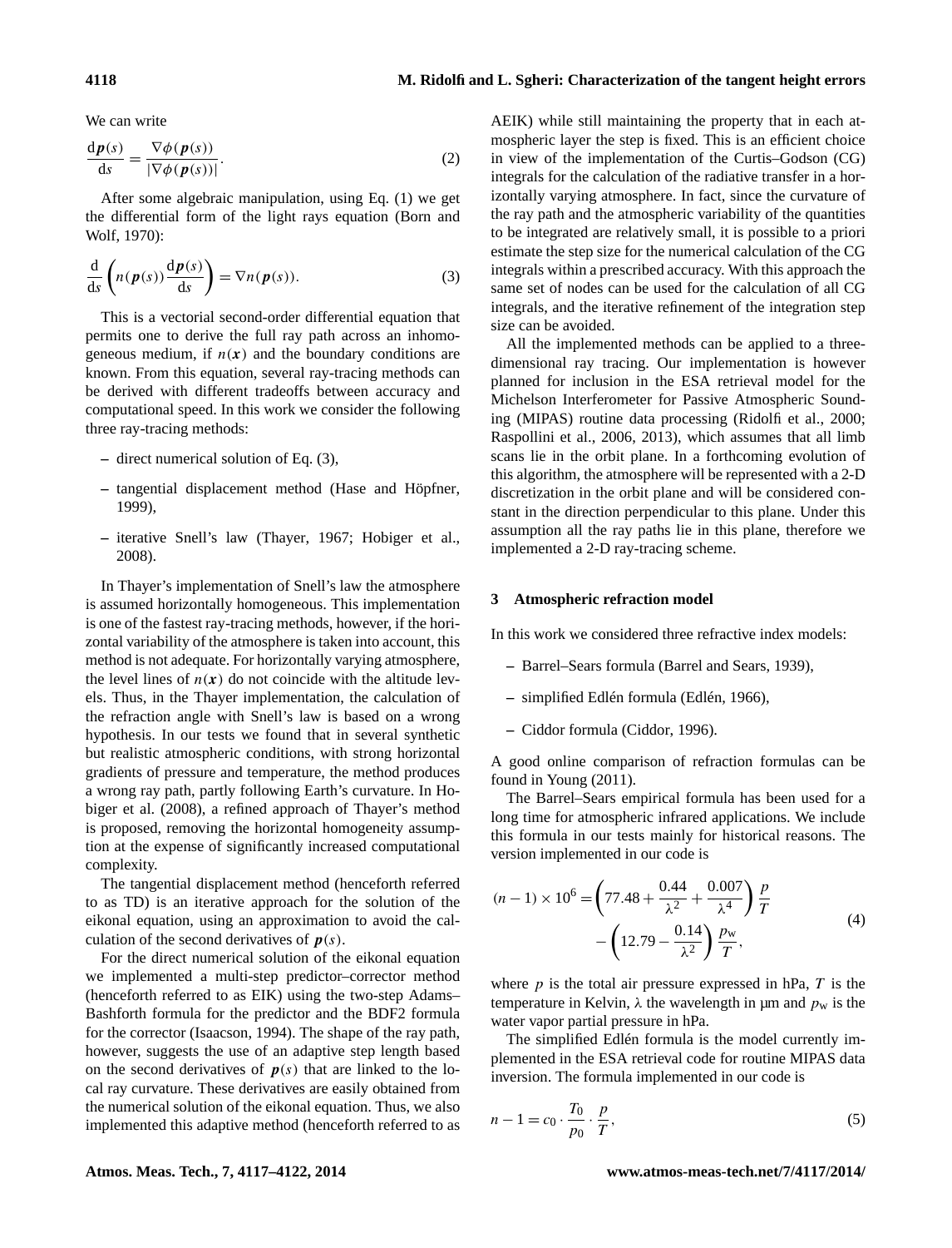We can write

$$\frac{\mathrm{d}\boldsymbol{p}(s)}{\mathrm{d}s} = \frac{\nabla\phi(\boldsymbol{p}(s))}{|\nabla\phi(\boldsymbol{p}(s))|}. \tag{2}$$

After some algebraic manipulation, using Eq. (1) we get the differential form of the light rays equation (Born and Wolf, 1970):

$$\frac{\mathrm{d}}{\mathrm{d}s}\left(n(\boldsymbol{p}(s))\frac{\mathrm{d}\boldsymbol{p}(s)}{\mathrm{d}s}\right) = \nabla n(\boldsymbol{p}(s)). \tag{3}$$

This is a vectorial second-order differential equation that permits one to derive the full ray path across an inhomogeneous medium, if $n(\boldsymbol{x})$ and the boundary conditions are known. From this equation, several ray-tracing methods can be derived with different tradeoffs between accuracy and computational speed. In this work we consider the following three ray-tracing methods:

- direct numerical solution of Eq. (3),
- tangential displacement method (Hase and Höpfner, 1999),
- iterative Snell's law (Thayer, 1967; Hobiger et al., 2008).

In Thayer's implementation of Snell's law the atmosphere is assumed horizontally homogeneous. This implementation is one of the fastest ray-tracing methods, however, if the horizontal variability of the atmosphere is taken into account, this method is not adequate. For horizontally varying atmosphere, the level lines of $n(\boldsymbol{x})$ do not coincide with the altitude levels. Thus, in the Thayer implementation, the calculation of the refraction angle with Snell's law is based on a wrong hypothesis. In our tests we found that in several synthetic but realistic atmospheric conditions, with strong horizontal gradients of pressure and temperature, the method produces a wrong ray path, partly following Earth's curvature. In Hobiger et al. (2008), a refined approach of Thayer's method is proposed, removing the horizontal homogeneity assumption at the expense of significantly increased computational complexity.

The tangential displacement method (henceforth referred to as TD) is an iterative approach for the solution of the eikonal equation, using an approximation to avoid the calculation of the second derivatives of $\boldsymbol{p}(s)$.

For the direct numerical solution of the eikonal equation we implemented a multi-step predictor–corrector method (henceforth referred to as EIK) using the two-step Adams–Bashforth formula for the predictor and the BDF2 formula for the corrector (Isaacson, 1994). The shape of the ray path, however, suggests the use of an adaptive step length based on the second derivatives of $\boldsymbol{p}(s)$ that are linked to the local ray curvature. These derivatives are easily obtained from the numerical solution of the eikonal equation. Thus, we also implemented this adaptive method (henceforth referred to as AEIK) while still maintaining the property that in each atmospheric layer the step is fixed. This is an efficient choice in view of the implementation of the Curtis–Godson (CG) integrals for the calculation of the radiative transfer in a horizontally varying atmosphere. In fact, since the curvature of the ray path and the atmospheric variability of the quantities to be integrated are relatively small, it is possible to a priori estimate the step size for the numerical calculation of the CG integrals within a prescribed accuracy. With this approach the same set of nodes can be used for the calculation of all CG integrals, and the iterative refinement of the integration step size can be avoided.

All the implemented methods can be applied to a three-dimensional ray tracing. Our implementation is however planned for inclusion in the ESA retrieval model for the Michelson Interferometer for Passive Atmospheric Sounding (MIPAS) routine data processing (Ridolfi et al., 2000; Raspollini et al., 2006, 2013), which assumes that all limb scans lie in the orbit plane. In a forthcoming evolution of this algorithm, the atmosphere will be represented with a 2-D discretization in the orbit plane and will be considered constant in the direction perpendicular to this plane. Under this assumption all the ray paths lie in this plane, therefore we implemented a 2-D ray-tracing scheme.

## 3 Atmospheric refraction model

In this work we considered three refractive index models:

- Barrel–Sears formula (Barrel and Sears, 1939),
- simplified Edlén formula (Edlén, 1966),
- Ciddor formula (Ciddor, 1996).

A good online comparison of refraction formulas can be found in Young (2011).

The Barrel–Sears empirical formula has been used for a long time for atmospheric infrared applications. We include this formula in our tests mainly for historical reasons. The version implemented in our code is

$$(n-1)\times 10^6 = \left(77.48 + \frac{0.44}{\lambda^2} + \frac{0.007}{\lambda^4}\right)\frac{p}{T} - \left(12.79 - \frac{0.14}{\lambda^2}\right)\frac{p_\mathrm{w}}{T}, \tag{4}$$

where $p$ is the total air pressure expressed in hPa, $T$ is the temperature in Kelvin, $\lambda$ the wavelength in µm and $p_\mathrm{w}$ is the water vapor partial pressure in hPa.

The simplified Edlén formula is the model currently implemented in the ESA retrieval code for routine MIPAS data inversion. The formula implemented in our code is

$$n - 1 = c_0 \cdot \frac{T_0}{p_0} \cdot \frac{p}{T}, \tag{5}$$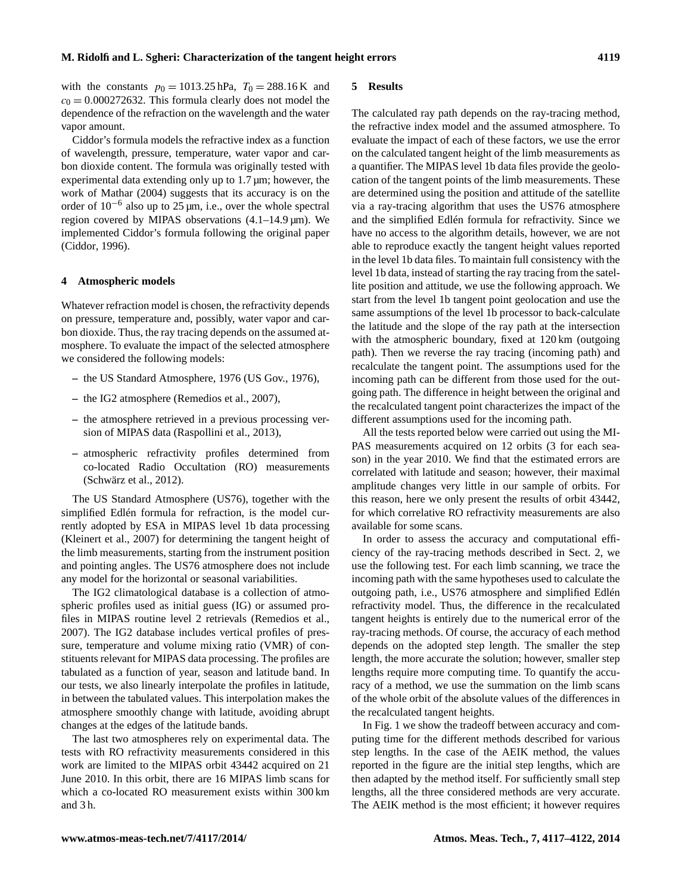with the constants $p_0 = 1013.25$ hPa, $T_0 = 288.16$ K and $c_0 = 0.000272632$. This formula clearly does not model the dependence of the refraction on the wavelength and the water vapor amount.

Ciddor's formula models the refractive index as a function of wavelength, pressure, temperature, water vapor and carbon dioxide content. The formula was originally tested with experimental data extending only up to 1.7 µm; however, the work of Mathar (2004) suggests that its accuracy is on the order of $10^{-6}$ also up to 25 µm, i.e., over the whole spectral region covered by MIPAS observations (4.1–14.9 µm). We implemented Ciddor's formula following the original paper (Ciddor, 1996).

## 4 Atmospheric models

Whatever refraction model is chosen, the refractivity depends on pressure, temperature and, possibly, water vapor and carbon dioxide. Thus, the ray tracing depends on the assumed atmosphere. To evaluate the impact of the selected atmosphere we considered the following models:

- the US Standard Atmosphere, 1976 (US Gov., 1976),
- the IG2 atmosphere (Remedios et al., 2007),
- the atmosphere retrieved in a previous processing version of MIPAS data (Raspollini et al., 2013),
- atmospheric refractivity profiles determined from co-located Radio Occultation (RO) measurements (Schwärz et al., 2012).

The US Standard Atmosphere (US76), together with the simplified Edlén formula for refraction, is the model currently adopted by ESA in MIPAS level 1b data processing (Kleinert et al., 2007) for determining the tangent height of the limb measurements, starting from the instrument position and pointing angles. The US76 atmosphere does not include any model for the horizontal or seasonal variabilities.

The IG2 climatological database is a collection of atmospheric profiles used as initial guess (IG) or assumed profiles in MIPAS routine level 2 retrievals (Remedios et al., 2007). The IG2 database includes vertical profiles of pressure, temperature and volume mixing ratio (VMR) of constituents relevant for MIPAS data processing. The profiles are tabulated as a function of year, season and latitude band. In our tests, we also linearly interpolate the profiles in latitude, in between the tabulated values. This interpolation makes the atmosphere smoothly change with latitude, avoiding abrupt changes at the edges of the latitude bands.

The last two atmospheres rely on experimental data. The tests with RO refractivity measurements considered in this work are limited to the MIPAS orbit 43442 acquired on 21 June 2010. In this orbit, there are 16 MIPAS limb scans for which a co-located RO measurement exists within 300 km and 3 h.

## 5 Results

The calculated ray path depends on the ray-tracing method, the refractive index model and the assumed atmosphere. To evaluate the impact of each of these factors, we use the error on the calculated tangent height of the limb measurements as a quantifier. The MIPAS level 1b data files provide the geolocation of the tangent points of the limb measurements. These are determined using the position and attitude of the satellite via a ray-tracing algorithm that uses the US76 atmosphere and the simplified Edlén formula for refractivity. Since we have no access to the algorithm details, however, we are not able to reproduce exactly the tangent height values reported in the level 1b data files. To maintain full consistency with the level 1b data, instead of starting the ray tracing from the satellite position and attitude, we use the following approach. We start from the level 1b tangent point geolocation and use the same assumptions of the level 1b processor to back-calculate the latitude and the slope of the ray path at the intersection with the atmospheric boundary, fixed at 120 km (outgoing path). Then we reverse the ray tracing (incoming path) and recalculate the tangent point. The assumptions used for the incoming path can be different from those used for the outgoing path. The difference in height between the original and the recalculated tangent point characterizes the impact of the different assumptions used for the incoming path.

All the tests reported below were carried out using the MIPAS measurements acquired on 12 orbits (3 for each season) in the year 2010. We find that the estimated errors are correlated with latitude and season; however, their maximal amplitude changes very little in our sample of orbits. For this reason, here we only present the results of orbit 43442, for which correlative RO refractivity measurements are also available for some scans.

In order to assess the accuracy and computational efficiency of the ray-tracing methods described in Sect. 2, we use the following test. For each limb scanning, we trace the incoming path with the same hypotheses used to calculate the outgoing path, i.e., US76 atmosphere and simplified Edlén refractivity model. Thus, the difference in the recalculated tangent heights is entirely due to the numerical error of the ray-tracing methods. Of course, the accuracy of each method depends on the adopted step length. The smaller the step length, the more accurate the solution; however, smaller step lengths require more computing time. To quantify the accuracy of a method, we use the summation on the limb scans of the whole orbit of the absolute values of the differences in the recalculated tangent heights.

In Fig. 1 we show the tradeoff between accuracy and computing time for the different methods described for various step lengths. In the case of the AEIK method, the values reported in the figure are the initial step lengths, which are then adapted by the method itself. For sufficiently small step lengths, all the three considered methods are very accurate. The AEIK method is the most efficient; it however requires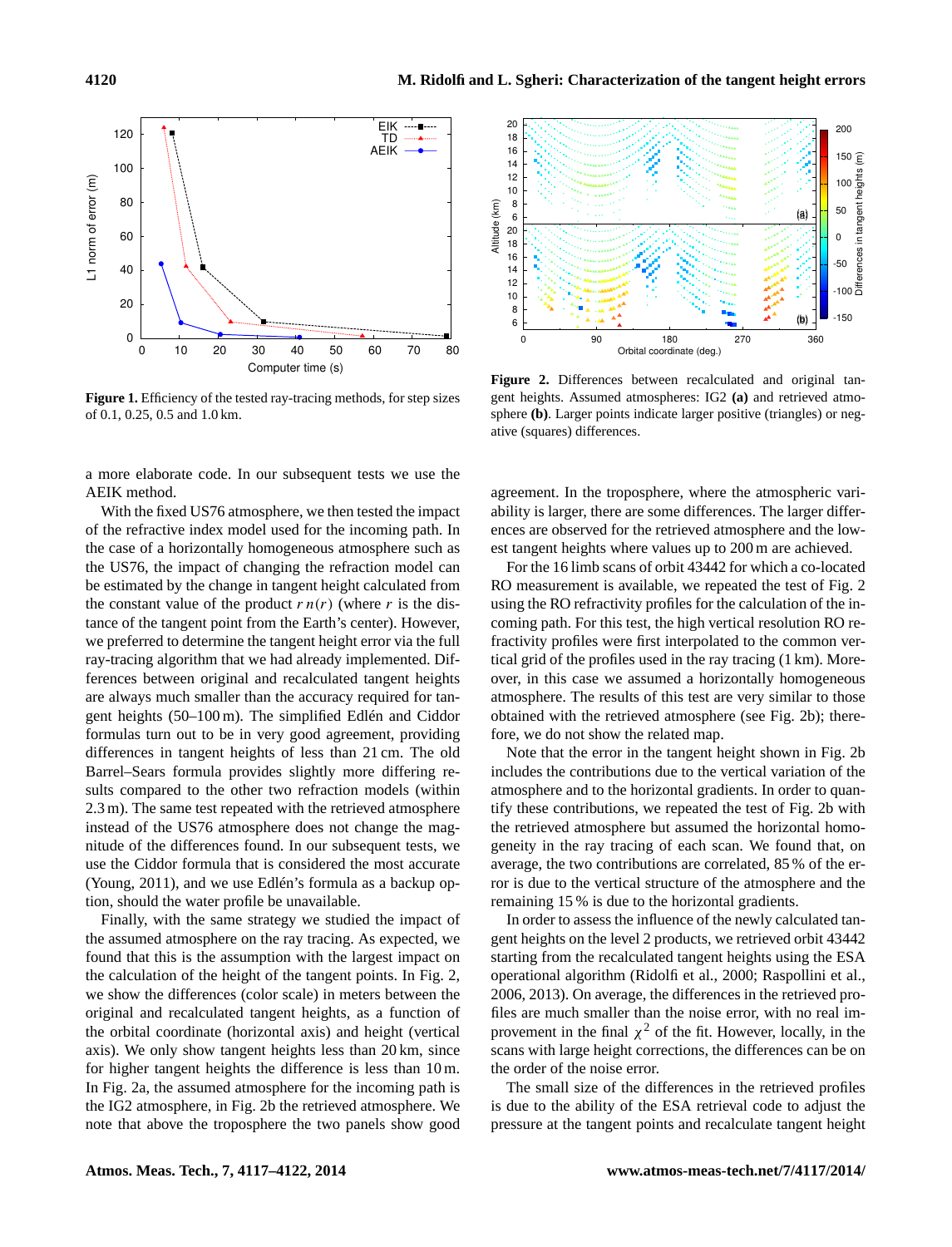**Figure 1.** Efficiency of the tested ray-tracing methods, for step sizes of 0.1, 0.25, 0.5 and 1.0 km.

**Figure 2.** Differences between recalculated and original tangent heights. Assumed atmospheres: IG2 **(a)** and retrieved atmosphere **(b)**. Larger points indicate larger positive (triangles) or negative (squares) differences.

a more elaborate code. In our subsequent tests we use the AEIK method.

With the fixed US76 atmosphere, we then tested the impact of the refractive index model used for the incoming path. In the case of a horizontally homogeneous atmosphere such as the US76, the impact of changing the refraction model can be estimated by the change in tangent height calculated from the constant value of the product $r\,n(r)$ (where $r$ is the distance of the tangent point from the Earth's center). However, we preferred to determine the tangent height error via the full ray-tracing algorithm that we had already implemented. Differences between original and recalculated tangent heights are always much smaller than the accuracy required for tangent heights (50–100 m). The simplified Edlén and Ciddor formulas turn out to be in very good agreement, providing differences in tangent heights of less than 21 cm. The old Barrel–Sears formula provides slightly more differing results compared to the other two refraction models (within 2.3 m). The same test repeated with the retrieved atmosphere instead of the US76 atmosphere does not change the magnitude of the differences found. In our subsequent tests, we use the Ciddor formula that is considered the most accurate (Young, 2011), and we use Edlén's formula as a backup option, should the water profile be unavailable.

Finally, with the same strategy we studied the impact of the assumed atmosphere on the ray tracing. As expected, we found that this is the assumption with the largest impact on the calculation of the height of the tangent points. In Fig. 2, we show the differences (color scale) in meters between the original and recalculated tangent heights, as a function of the orbital coordinate (horizontal axis) and height (vertical axis). We only show tangent heights less than 20 km, since for higher tangent heights the difference is less than 10 m. In Fig. 2a, the assumed atmosphere for the incoming path is the IG2 atmosphere, in Fig. 2b the retrieved atmosphere. We note that above the troposphere the two panels show good agreement. In the troposphere, where the atmospheric variability is larger, there are some differences. The larger differences are observed for the retrieved atmosphere and the lowest tangent heights where values up to 200 m are achieved.

For the 16 limb scans of orbit 43442 for which a co-located RO measurement is available, we repeated the test of Fig. 2 using the RO refractivity profiles for the calculation of the incoming path. For this test, the high vertical resolution RO refractivity profiles were first interpolated to the common vertical grid of the profiles used in the ray tracing (1 km). Moreover, in this case we assumed a horizontally homogeneous atmosphere. The results of this test are very similar to those obtained with the retrieved atmosphere (see Fig. 2b); therefore, we do not show the related map.

Note that the error in the tangent height shown in Fig. 2b includes the contributions due to the vertical variation of the atmosphere and to the horizontal gradients. In order to quantify these contributions, we repeated the test of Fig. 2b with the retrieved atmosphere but assumed the horizontal homogeneity in the ray tracing of each scan. We found that, on average, the two contributions are correlated, 85 % of the error is due to the vertical structure of the atmosphere and the remaining 15 % is due to the horizontal gradients.

In order to assess the influence of the newly calculated tangent heights on the level 2 products, we retrieved orbit 43442 starting from the recalculated tangent heights using the ESA operational algorithm (Ridolfi et al., 2000; Raspollini et al., 2006, 2013). On average, the differences in the retrieved profiles are much smaller than the noise error, with no real improvement in the final $\chi^2$ of the fit. However, locally, in the scans with large height corrections, the differences can be on the order of the noise error.

The small size of the differences in the retrieved profiles is due to the ability of the ESA retrieval code to adjust the pressure at the tangent points and recalculate tangent height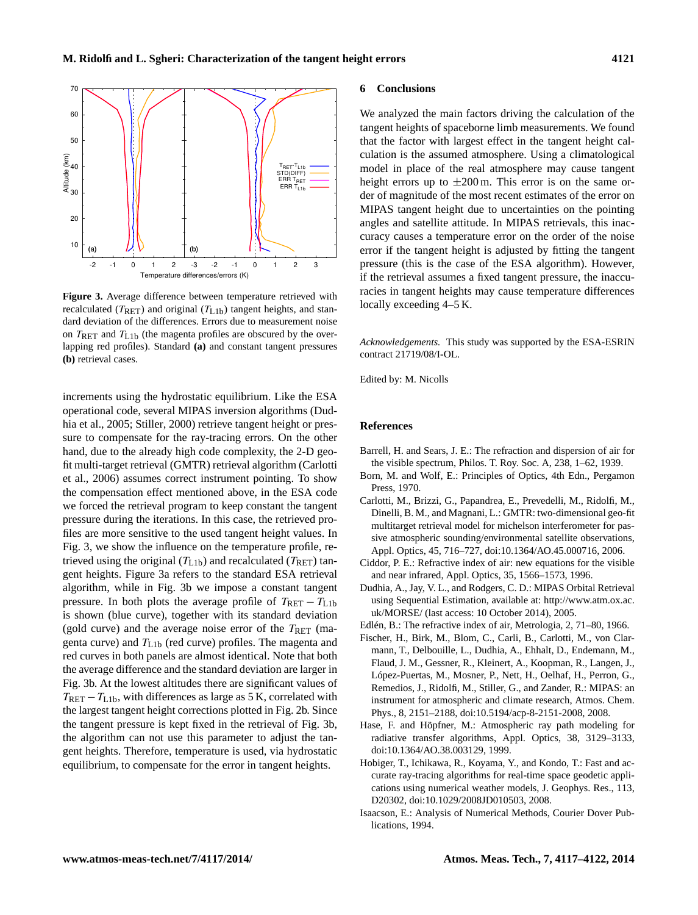**Figure 3.** Average difference between temperature retrieved with recalculated ($T_{\mathrm{RET}}$) and original ($T_{\mathrm{L1b}}$) tangent heights, and standard deviation of the differences. Errors due to measurement noise on $T_{\mathrm{RET}}$ and $T_{\mathrm{L1b}}$ (the magenta profiles are obscured by the overlapping red profiles). Standard **(a)** and constant tangent pressures **(b)** retrieval cases.

increments using the hydrostatic equilibrium. Like the ESA operational code, several MIPAS inversion algorithms (Dudhia et al., 2005; Stiller, 2000) retrieve tangent height or pressure to compensate for the ray-tracing errors. On the other hand, due to the already high code complexity, the 2-D geofit multi-target retrieval (GMTR) retrieval algorithm (Carlotti et al., 2006) assumes correct instrument pointing. To show the compensation effect mentioned above, in the ESA code we forced the retrieval program to keep constant the tangent pressure during the iterations. In this case, the retrieved profiles are more sensitive to the used tangent height values. In Fig. 3, we show the influence on the temperature profile, retrieved using the original ($T_{\mathrm{L1b}}$) and recalculated ($T_{\mathrm{RET}}$) tangent heights. Figure 3a refers to the standard ESA retrieval algorithm, while in Fig. 3b we impose a constant tangent pressure. In both plots the average profile of $T_{\mathrm{RET}} - T_{\mathrm{L1b}}$ is shown (blue curve), together with its standard deviation (gold curve) and the average noise error of the $T_{\mathrm{RET}}$ (magenta curve) and $T_{\mathrm{L1b}}$ (red curve) profiles. The magenta and red curves in both panels are almost identical. Note that both the average difference and the standard deviation are larger in Fig. 3b. At the lowest altitudes there are significant values of $T_{\mathrm{RET}} - T_{\mathrm{L1b}}$, with differences as large as 5 K, correlated with the largest tangent height corrections plotted in Fig. 2b. Since the tangent pressure is kept fixed in the retrieval of Fig. 3b, the algorithm can not use this parameter to adjust the tangent heights. Therefore, temperature is used, via hydrostatic equilibrium, to compensate for the error in tangent heights.

## 6 Conclusions

We analyzed the main factors driving the calculation of the tangent heights of spaceborne limb measurements. We found that the factor with largest effect in the tangent height calculation is the assumed atmosphere. Using a climatological model in place of the real atmosphere may cause tangent height errors up to $\pm 200$ m. This error is on the same order of magnitude of the most recent estimates of the error on MIPAS tangent height due to uncertainties on the pointing angles and satellite attitude. In MIPAS retrievals, this inaccuracy causes a temperature error on the order of the noise error if the tangent height is adjusted by fitting the tangent pressure (this is the case of the ESA algorithm). However, if the retrieval assumes a fixed tangent pressure, the inaccuracies in tangent heights may cause temperature differences locally exceeding 4–5 K.

*Acknowledgements.* This study was supported by the ESA-ESRIN contract 21719/08/I-OL.

Edited by: M. Nicolls

## References

Barrell, H. and Sears, J. E.: The refraction and dispersion of air for the visible spectrum, Philos. T. Roy. Soc. A, 238, 1–62, 1939.

Born, M. and Wolf, E.: Principles of Optics, 4th Edn., Pergamon Press, 1970.

Carlotti, M., Brizzi, G., Papandrea, E., Prevedelli, M., Ridolfi, M., Dinelli, B. M., and Magnani, L.: GMTR: two-dimensional geo-fit multitarget retrieval model for michelson interferometer for passive atmospheric sounding/environmental satellite observations, Appl. Optics, 45, 716–727, doi:10.1364/AO.45.000716, 2006.

Ciddor, P. E.: Refractive index of air: new equations for the visible and near infrared, Appl. Optics, 35, 1566–1573, 1996.

Dudhia, A., Jay, V. L., and Rodgers, C. D.: MIPAS Orbital Retrieval using Sequential Estimation, available at: http://www.atm.ox.ac.uk/MORSE/ (last access: 10 October 2014), 2005.

Edlén, B.: The refractive index of air, Metrologia, 2, 71–80, 1966.

Fischer, H., Birk, M., Blom, C., Carli, B., Carlotti, M., von Clarmann, T., Delbouille, L., Dudhia, A., Ehhalt, D., Endemann, M., Flaud, J. M., Gessner, R., Kleinert, A., Koopman, R., Langen, J., López-Puertas, M., Mosner, P., Nett, H., Oelhaf, H., Perron, G., Remedios, J., Ridolfi, M., Stiller, G., and Zander, R.: MIPAS: an instrument for atmospheric and climate research, Atmos. Chem. Phys., 8, 2151–2188, doi:10.5194/acp-8-2151-2008, 2008.

Hase, F. and Höpfner, M.: Atmospheric ray path modeling for radiative transfer algorithms, Appl. Optics, 38, 3129–3133, doi:10.1364/AO.38.003129, 1999.

Hobiger, T., Ichikawa, R., Koyama, Y., and Kondo, T.: Fast and accurate ray-tracing algorithms for real-time space geodetic applications using numerical weather models, J. Geophys. Res., 113, D20302, doi:10.1029/2008JD010503, 2008.

Isaacson, E.: Analysis of Numerical Methods, Courier Dover Publications, 1994.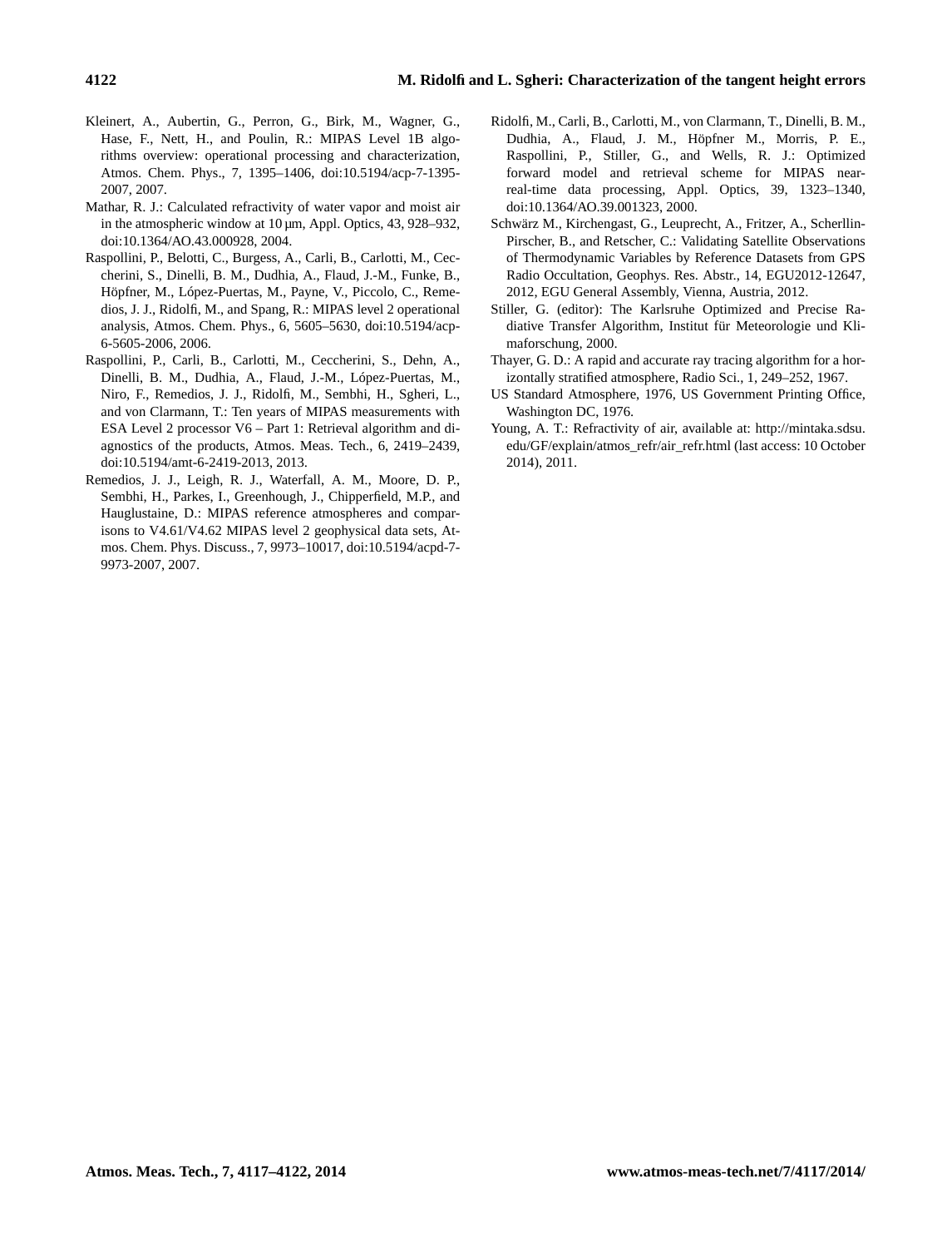Kleinert, A., Aubertin, G., Perron, G., Birk, M., Wagner, G., Hase, F., Nett, H., and Poulin, R.: MIPAS Level 1B algorithms overview: operational processing and characterization, Atmos. Chem. Phys., 7, 1395–1406, doi:10.5194/acp-7-1395-2007, 2007.

Mathar, R. J.: Calculated refractivity of water vapor and moist air in the atmospheric window at 10 µm, Appl. Optics, 43, 928–932, doi:10.1364/AO.43.000928, 2004.

Raspollini, P., Belotti, C., Burgess, A., Carli, B., Carlotti, M., Ceccherini, S., Dinelli, B. M., Dudhia, A., Flaud, J.-M., Funke, B., Höpfner, M., López-Puertas, M., Payne, V., Piccolo, C., Remedios, J. J., Ridolfi, M., and Spang, R.: MIPAS level 2 operational analysis, Atmos. Chem. Phys., 6, 5605–5630, doi:10.5194/acp-6-5605-2006, 2006.

Raspollini, P., Carli, B., Carlotti, M., Ceccherini, S., Dehn, A., Dinelli, B. M., Dudhia, A., Flaud, J.-M., López-Puertas, M., Niro, F., Remedios, J. J., Ridolfi, M., Sembhi, H., Sgheri, L., and von Clarmann, T.: Ten years of MIPAS measurements with ESA Level 2 processor V6 – Part 1: Retrieval algorithm and diagnostics of the products, Atmos. Meas. Tech., 6, 2419–2439, doi:10.5194/amt-6-2419-2013, 2013.

Remedios, J. J., Leigh, R. J., Waterfall, A. M., Moore, D. P., Sembhi, H., Parkes, I., Greenhough, J., Chipperfield, M.P., and Hauglustaine, D.: MIPAS reference atmospheres and comparisons to V4.61/V4.62 MIPAS level 2 geophysical data sets, Atmos. Chem. Phys. Discuss., 7, 9973–10017, doi:10.5194/acpd-7-9973-2007, 2007.

Ridolfi, M., Carli, B., Carlotti, M., von Clarmann, T., Dinelli, B. M., Dudhia, A., Flaud, J. M., Höpfner M., Morris, P. E., Raspollini, P., Stiller, G., and Wells, R. J.: Optimized forward model and retrieval scheme for MIPAS near-real-time data processing, Appl. Optics, 39, 1323–1340, doi:10.1364/AO.39.001323, 2000.

Schwärz M., Kirchengast, G., Leuprecht, A., Fritzer, A., Scherllin-Pirscher, B., and Retscher, C.: Validating Satellite Observations of Thermodynamic Variables by Reference Datasets from GPS Radio Occultation, Geophys. Res. Abstr., 14, EGU2012-12647, 2012, EGU General Assembly, Vienna, Austria, 2012.

Stiller, G. (editor): The Karlsruhe Optimized and Precise Radiative Transfer Algorithm, Institut für Meteorologie und Klimaforschung, 2000.

Thayer, G. D.: A rapid and accurate ray tracing algorithm for a horizontally stratified atmosphere, Radio Sci., 1, 249–252, 1967.

US Standard Atmosphere, 1976, US Government Printing Office, Washington DC, 1976.

Young, A. T.: Refractivity of air, available at: http://mintaka.sdsu.edu/GF/explain/atmos_refr/air_refr.html (last access: 10 October 2014), 2011.